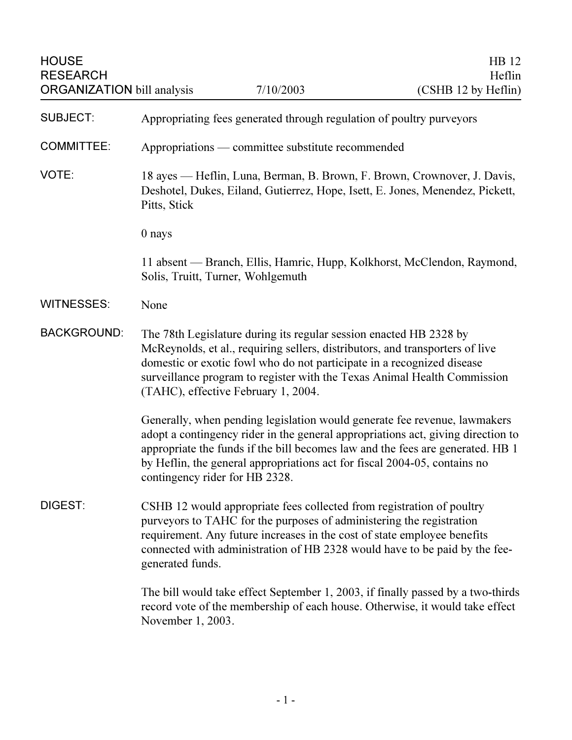HOUSE RESEARCH ORGANIZATION bill analysis — 7/10/2003

HB 12
Heflin
(CSHB 12 by Heflin)

**SUBJECT:** Appropriating fees generated through regulation of poultry purveyors

**COMMITTEE:** Appropriations — committee substitute recommended

**VOTE:** 18 ayes — Heflin, Luna, Berman, B. Brown, F. Brown, Crownover, J. Davis, Deshotel, Dukes, Eiland, Gutierrez, Hope, Isett, E. Jones, Menendez, Pickett, Pitts, Stick

0 nays

11 absent — Branch, Ellis, Hamric, Hupp, Kolkhorst, McClendon, Raymond, Solis, Truitt, Turner, Wohlgemuth

**WITNESSES:** None

**BACKGROUND:** The 78th Legislature during its regular session enacted HB 2328 by McReynolds, et al., requiring sellers, distributors, and transporters of live domestic or exotic fowl who do not participate in a recognized disease surveillance program to register with the Texas Animal Health Commission (TAHC), effective February 1, 2004.

Generally, when pending legislation would generate fee revenue, lawmakers adopt a contingency rider in the general appropriations act, giving direction to appropriate the funds if the bill becomes law and the fees are generated. HB 1 by Heflin, the general appropriations act for fiscal 2004-05, contains no contingency rider for HB 2328.

**DIGEST:** CSHB 12 would appropriate fees collected from registration of poultry purveyors to TAHC for the purposes of administering the registration requirement. Any future increases in the cost of state employee benefits connected with administration of HB 2328 would have to be paid by the fee-generated funds.

The bill would take effect September 1, 2003, if finally passed by a two-thirds record vote of the membership of each house. Otherwise, it would take effect November 1, 2003.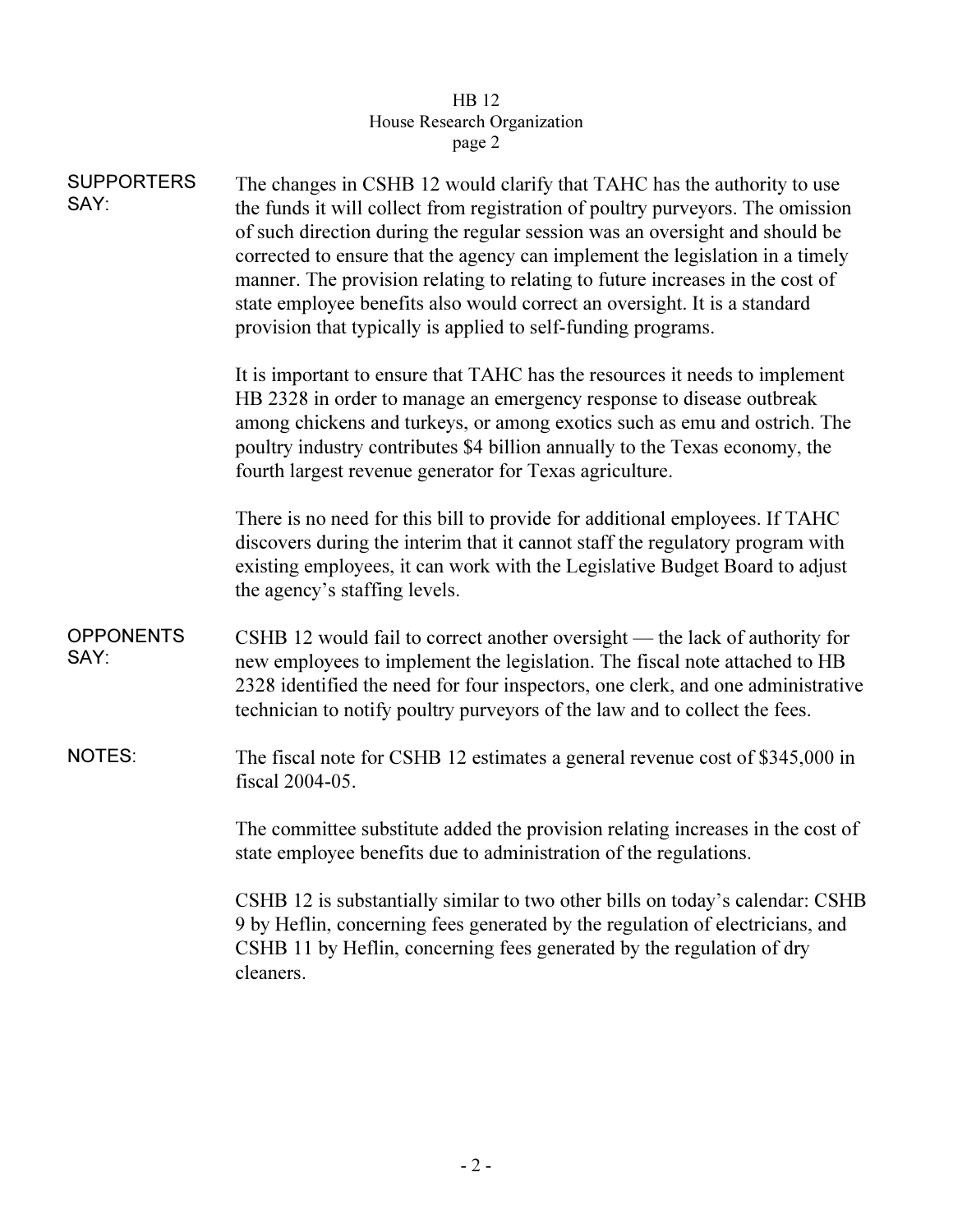**SUPPORTERS SAY:**

The changes in CSHB 12 would clarify that TAHC has the authority to use the funds it will collect from registration of poultry purveyors. The omission of such direction during the regular session was an oversight and should be corrected to ensure that the agency can implement the legislation in a timely manner. The provision relating to relating to future increases in the cost of state employee benefits also would correct an oversight. It is a standard provision that typically is applied to self-funding programs.

It is important to ensure that TAHC has the resources it needs to implement HB 2328 in order to manage an emergency response to disease outbreak among chickens and turkeys, or among exotics such as emu and ostrich. The poultry industry contributes $4 billion annually to the Texas economy, the fourth largest revenue generator for Texas agriculture.

There is no need for this bill to provide for additional employees. If TAHC discovers during the interim that it cannot staff the regulatory program with existing employees, it can work with the Legislative Budget Board to adjust the agency's staffing levels.

**OPPONENTS SAY:**

CSHB 12 would fail to correct another oversight — the lack of authority for new employees to implement the legislation. The fiscal note attached to HB 2328 identified the need for four inspectors, one clerk, and one administrative technician to notify poultry purveyors of the law and to collect the fees.

**NOTES:**

The fiscal note for CSHB 12 estimates a general revenue cost of $345,000 in fiscal 2004-05.

The committee substitute added the provision relating increases in the cost of state employee benefits due to administration of the regulations.

CSHB 12 is substantially similar to two other bills on today's calendar: CSHB 9 by Heflin, concerning fees generated by the regulation of electricians, and CSHB 11 by Heflin, concerning fees generated by the regulation of dry cleaners.